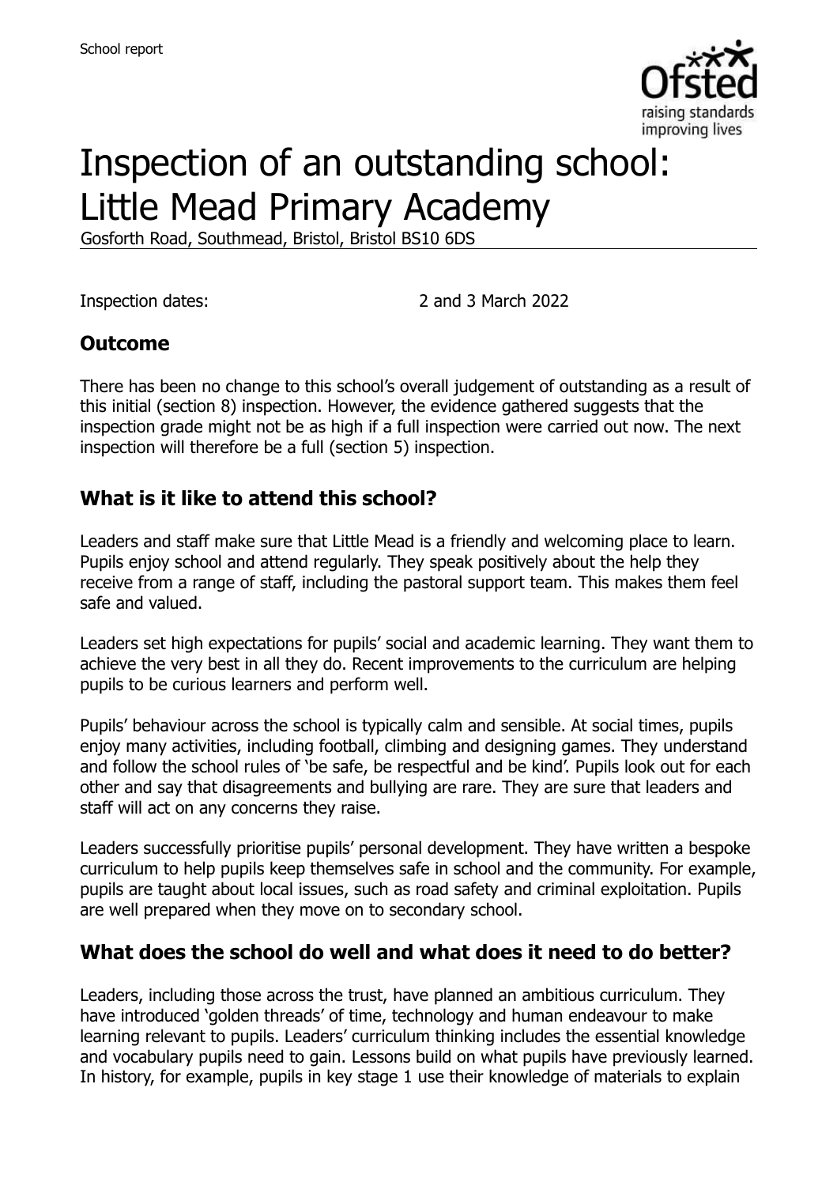School report

# Inspection of an outstanding school: Little Mead Primary Academy

Gosforth Road, Southmead, Bristol, Bristol BS10 6DS

Inspection dates: 2 and 3 March 2022

## Outcome

There has been no change to this school's overall judgement of outstanding as a result of this initial (section 8) inspection. However, the evidence gathered suggests that the inspection grade might not be as high if a full inspection were carried out now. The next inspection will therefore be a full (section 5) inspection.

## What is it like to attend this school?

Leaders and staff make sure that Little Mead is a friendly and welcoming place to learn. Pupils enjoy school and attend regularly. They speak positively about the help they receive from a range of staff, including the pastoral support team. This makes them feel safe and valued.

Leaders set high expectations for pupils' social and academic learning. They want them to achieve the very best in all they do. Recent improvements to the curriculum are helping pupils to be curious learners and perform well.

Pupils' behaviour across the school is typically calm and sensible. At social times, pupils enjoy many activities, including football, climbing and designing games. They understand and follow the school rules of 'be safe, be respectful and be kind'. Pupils look out for each other and say that disagreements and bullying are rare. They are sure that leaders and staff will act on any concerns they raise.

Leaders successfully prioritise pupils' personal development. They have written a bespoke curriculum to help pupils keep themselves safe in school and the community. For example, pupils are taught about local issues, such as road safety and criminal exploitation. Pupils are well prepared when they move on to secondary school.

## What does the school do well and what does it need to do better?

Leaders, including those across the trust, have planned an ambitious curriculum. They have introduced 'golden threads' of time, technology and human endeavour to make learning relevant to pupils. Leaders' curriculum thinking includes the essential knowledge and vocabulary pupils need to gain. Lessons build on what pupils have previously learned. In history, for example, pupils in key stage 1 use their knowledge of materials to explain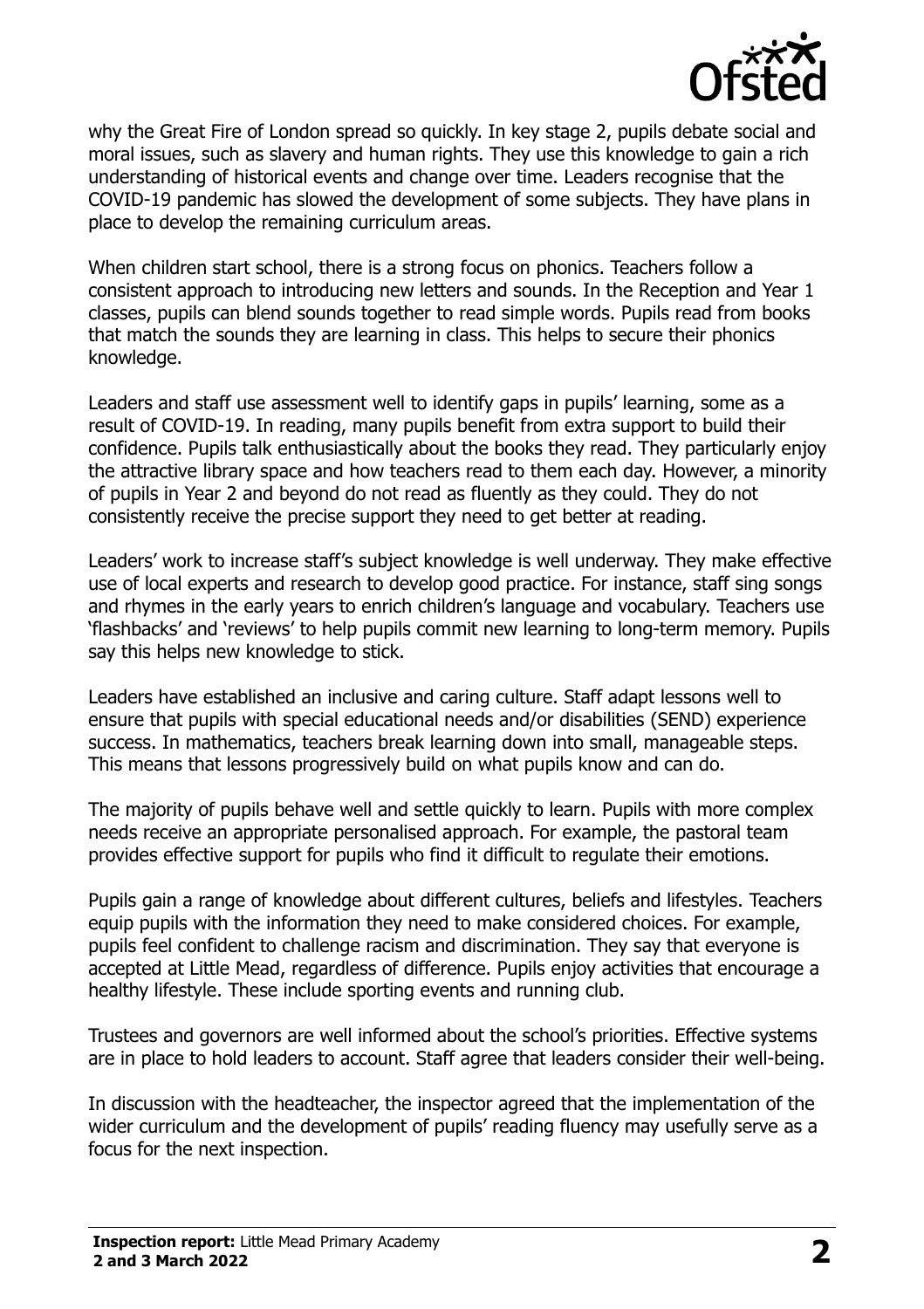why the Great Fire of London spread so quickly. In key stage 2, pupils debate social and moral issues, such as slavery and human rights. They use this knowledge to gain a rich understanding of historical events and change over time. Leaders recognise that the COVID-19 pandemic has slowed the development of some subjects. They have plans in place to develop the remaining curriculum areas.

When children start school, there is a strong focus on phonics. Teachers follow a consistent approach to introducing new letters and sounds. In the Reception and Year 1 classes, pupils can blend sounds together to read simple words. Pupils read from books that match the sounds they are learning in class. This helps to secure their phonics knowledge.

Leaders and staff use assessment well to identify gaps in pupils' learning, some as a result of COVID-19. In reading, many pupils benefit from extra support to build their confidence. Pupils talk enthusiastically about the books they read. They particularly enjoy the attractive library space and how teachers read to them each day. However, a minority of pupils in Year 2 and beyond do not read as fluently as they could. They do not consistently receive the precise support they need to get better at reading.

Leaders' work to increase staff's subject knowledge is well underway. They make effective use of local experts and research to develop good practice. For instance, staff sing songs and rhymes in the early years to enrich children's language and vocabulary. Teachers use 'flashbacks' and 'reviews' to help pupils commit new learning to long-term memory. Pupils say this helps new knowledge to stick.

Leaders have established an inclusive and caring culture. Staff adapt lessons well to ensure that pupils with special educational needs and/or disabilities (SEND) experience success. In mathematics, teachers break learning down into small, manageable steps. This means that lessons progressively build on what pupils know and can do.

The majority of pupils behave well and settle quickly to learn. Pupils with more complex needs receive an appropriate personalised approach. For example, the pastoral team provides effective support for pupils who find it difficult to regulate their emotions.

Pupils gain a range of knowledge about different cultures, beliefs and lifestyles. Teachers equip pupils with the information they need to make considered choices. For example, pupils feel confident to challenge racism and discrimination. They say that everyone is accepted at Little Mead, regardless of difference. Pupils enjoy activities that encourage a healthy lifestyle. These include sporting events and running club.

Trustees and governors are well informed about the school's priorities. Effective systems are in place to hold leaders to account. Staff agree that leaders consider their well-being.

In discussion with the headteacher, the inspector agreed that the implementation of the wider curriculum and the development of pupils' reading fluency may usefully serve as a focus for the next inspection.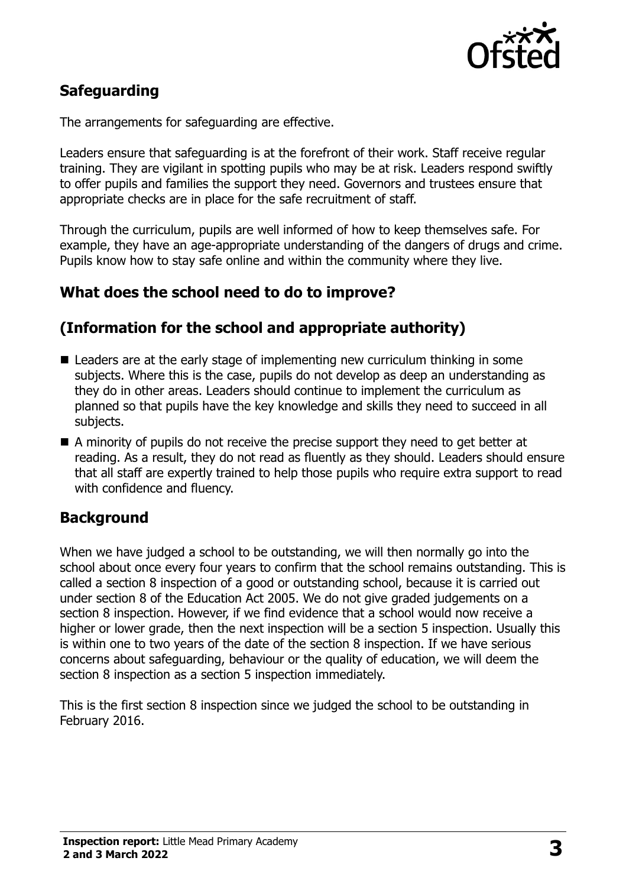## Safeguarding

The arrangements for safeguarding are effective.

Leaders ensure that safeguarding is at the forefront of their work. Staff receive regular training. They are vigilant in spotting pupils who may be at risk. Leaders respond swiftly to offer pupils and families the support they need. Governors and trustees ensure that appropriate checks are in place for the safe recruitment of staff.

Through the curriculum, pupils are well informed of how to keep themselves safe. For example, they have an age-appropriate understanding of the dangers of drugs and crime. Pupils know how to stay safe online and within the community where they live.

## What does the school need to do to improve?

## (Information for the school and appropriate authority)

- Leaders are at the early stage of implementing new curriculum thinking in some subjects. Where this is the case, pupils do not develop as deep an understanding as they do in other areas. Leaders should continue to implement the curriculum as planned so that pupils have the key knowledge and skills they need to succeed in all subjects.
- A minority of pupils do not receive the precise support they need to get better at reading. As a result, they do not read as fluently as they should. Leaders should ensure that all staff are expertly trained to help those pupils who require extra support to read with confidence and fluency.

## Background

When we have judged a school to be outstanding, we will then normally go into the school about once every four years to confirm that the school remains outstanding. This is called a section 8 inspection of a good or outstanding school, because it is carried out under section 8 of the Education Act 2005. We do not give graded judgements on a section 8 inspection. However, if we find evidence that a school would now receive a higher or lower grade, then the next inspection will be a section 5 inspection. Usually this is within one to two years of the date of the section 8 inspection. If we have serious concerns about safeguarding, behaviour or the quality of education, we will deem the section 8 inspection as a section 5 inspection immediately.

This is the first section 8 inspection since we judged the school to be outstanding in February 2016.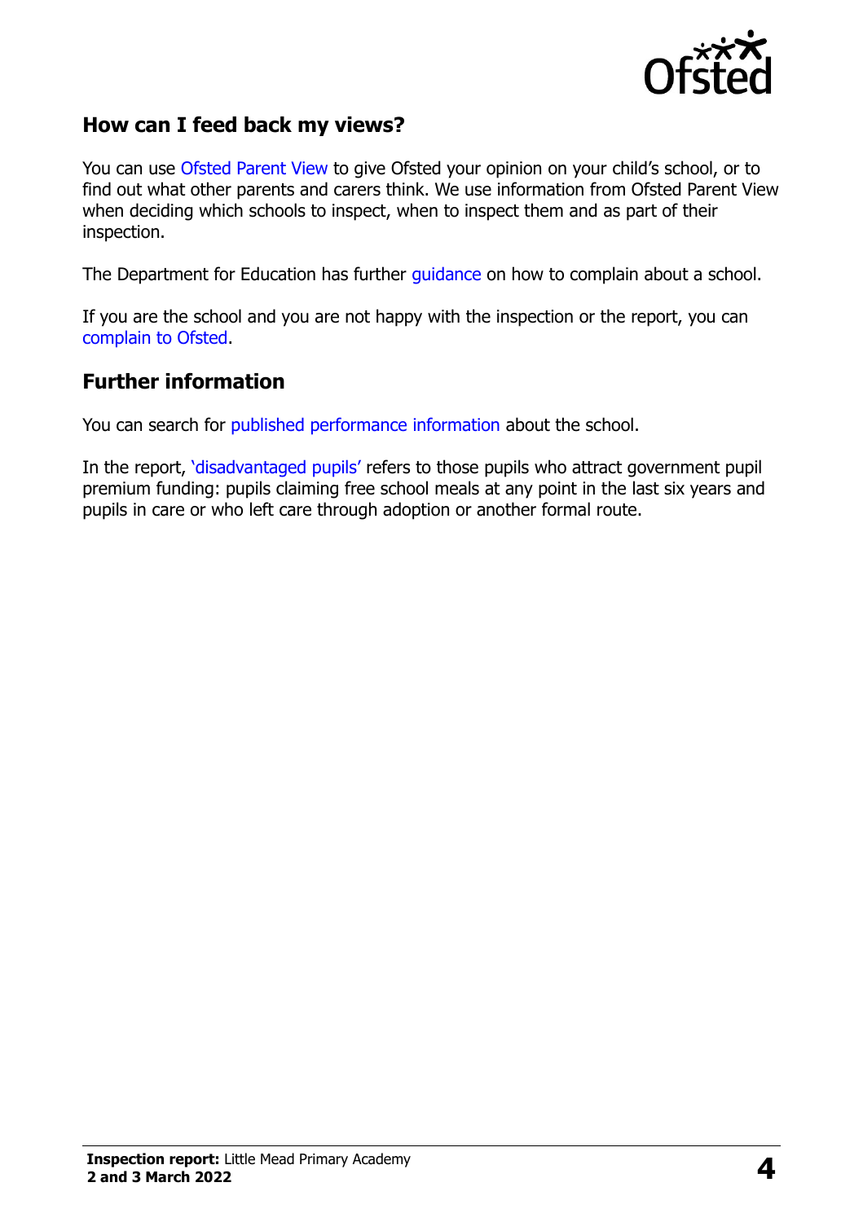## How can I feed back my views?

You can use Ofsted Parent View to give Ofsted your opinion on your child's school, or to find out what other parents and carers think. We use information from Ofsted Parent View when deciding which schools to inspect, when to inspect them and as part of their inspection.

The Department for Education has further guidance on how to complain about a school.

If you are the school and you are not happy with the inspection or the report, you can complain to Ofsted.

## Further information

You can search for published performance information about the school.

In the report, 'disadvantaged pupils' refers to those pupils who attract government pupil premium funding: pupils claiming free school meals at any point in the last six years and pupils in care or who left care through adoption or another formal route.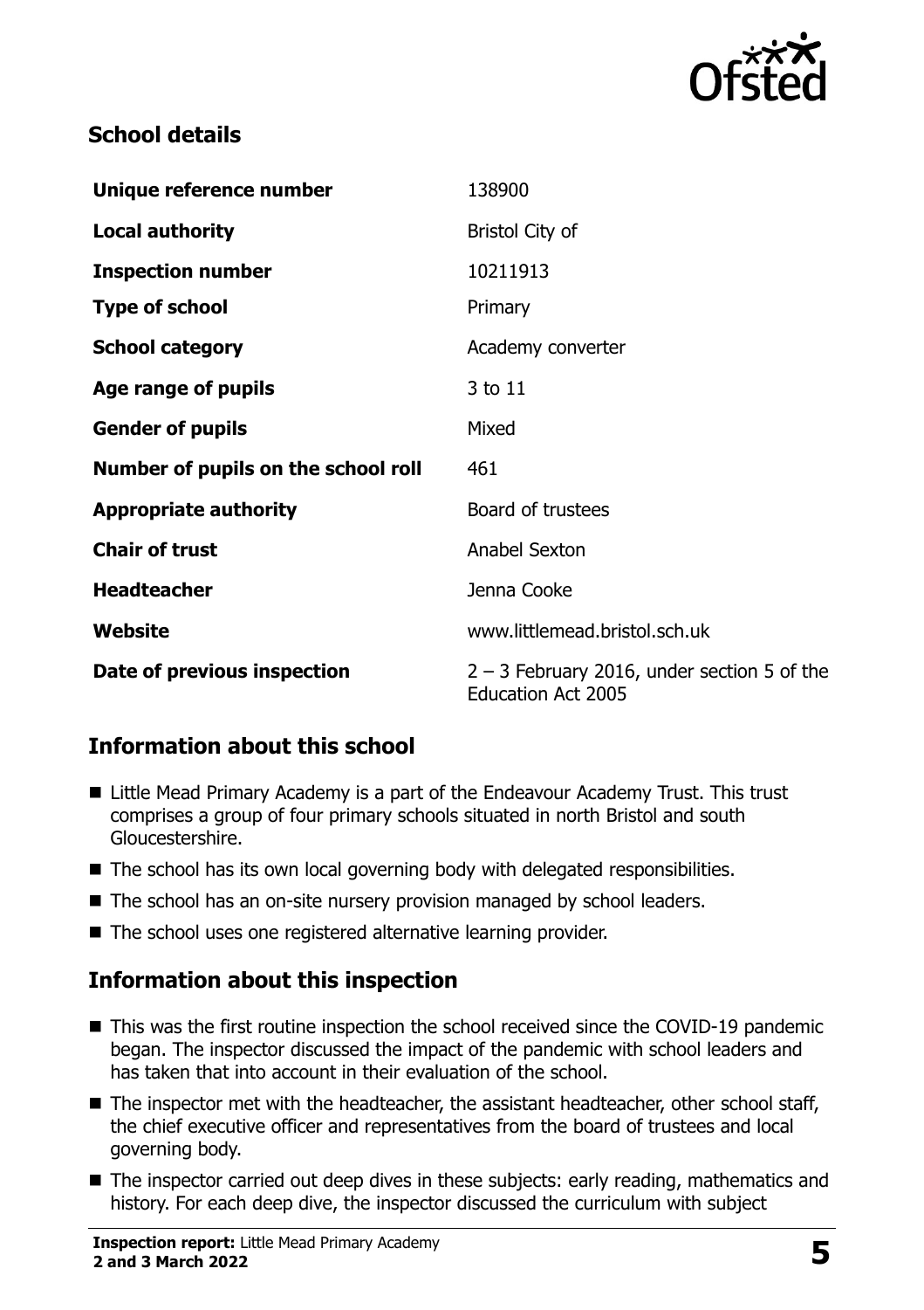## School details

| | |
|---|---|
| **Unique reference number** | 138900 |
| **Local authority** | Bristol City of |
| **Inspection number** | 10211913 |
| **Type of school** | Primary |
| **School category** | Academy converter |
| **Age range of pupils** | 3 to 11 |
| **Gender of pupils** | Mixed |
| **Number of pupils on the school roll** | 461 |
| **Appropriate authority** | Board of trustees |
| **Chair of trust** | Anabel Sexton |
| **Headteacher** | Jenna Cooke |
| **Website** | www.littlemead.bristol.sch.uk |
| **Date of previous inspection** | 2 – 3 February 2016, under section 5 of the Education Act 2005 |

## Information about this school

- Little Mead Primary Academy is a part of the Endeavour Academy Trust. This trust comprises a group of four primary schools situated in north Bristol and south Gloucestershire.
- The school has its own local governing body with delegated responsibilities.
- The school has an on-site nursery provision managed by school leaders.
- The school uses one registered alternative learning provider.

## Information about this inspection

- This was the first routine inspection the school received since the COVID-19 pandemic began. The inspector discussed the impact of the pandemic with school leaders and has taken that into account in their evaluation of the school.
- The inspector met with the headteacher, the assistant headteacher, other school staff, the chief executive officer and representatives from the board of trustees and local governing body.
- The inspector carried out deep dives in these subjects: early reading, mathematics and history. For each deep dive, the inspector discussed the curriculum with subject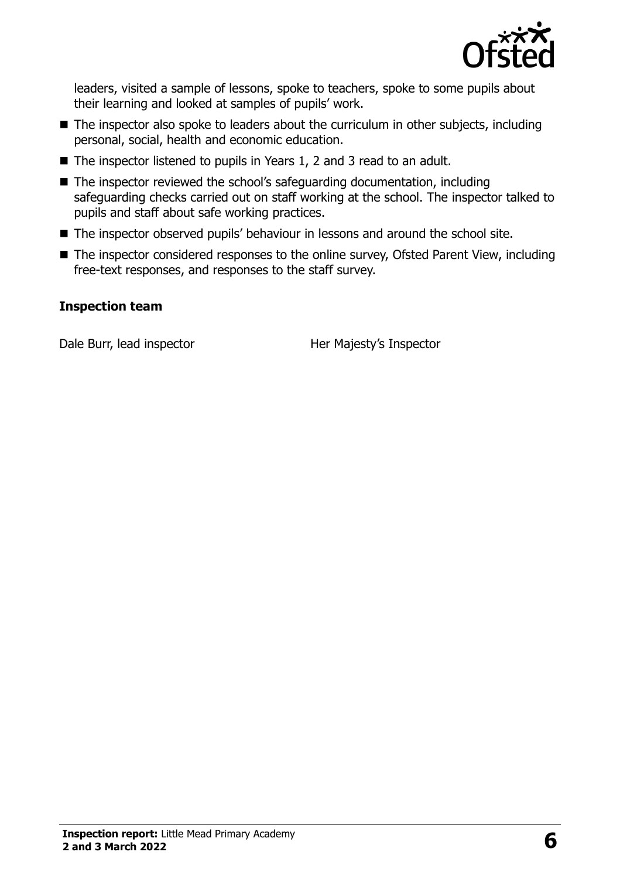leaders, visited a sample of lessons, spoke to teachers, spoke to some pupils about their learning and looked at samples of pupils' work.

- The inspector also spoke to leaders about the curriculum in other subjects, including personal, social, health and economic education.
- The inspector listened to pupils in Years 1, 2 and 3 read to an adult.
- The inspector reviewed the school's safeguarding documentation, including safeguarding checks carried out on staff working at the school. The inspector talked to pupils and staff about safe working practices.
- The inspector observed pupils' behaviour in lessons and around the school site.
- The inspector considered responses to the online survey, Ofsted Parent View, including free-text responses, and responses to the staff survey.

**Inspection team**

| | |
|---|---|
| Dale Burr, lead inspector | Her Majesty's Inspector |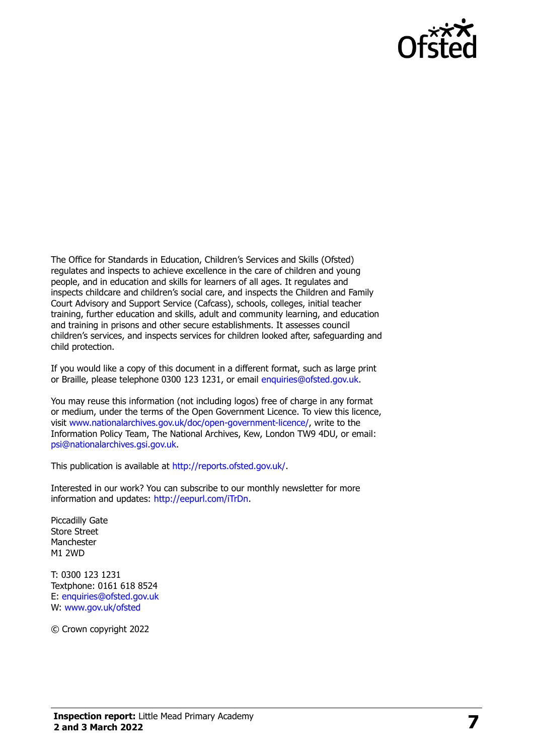The Office for Standards in Education, Children's Services and Skills (Ofsted) regulates and inspects to achieve excellence in the care of children and young people, and in education and skills for learners of all ages. It regulates and inspects childcare and children's social care, and inspects the Children and Family Court Advisory and Support Service (Cafcass), schools, colleges, initial teacher training, further education and skills, adult and community learning, and education and training in prisons and other secure establishments. It assesses council children's services, and inspects services for children looked after, safeguarding and child protection.

If you would like a copy of this document in a different format, such as large print or Braille, please telephone 0300 123 1231, or email enquiries@ofsted.gov.uk.

You may reuse this information (not including logos) free of charge in any format or medium, under the terms of the Open Government Licence. To view this licence, visit www.nationalarchives.gov.uk/doc/open-government-licence/, write to the Information Policy Team, The National Archives, Kew, London TW9 4DU, or email: psi@nationalarchives.gsi.gov.uk.

This publication is available at http://reports.ofsted.gov.uk/.

Interested in our work? You can subscribe to our monthly newsletter for more information and updates: http://eepurl.com/iTrDn.

Piccadilly Gate
Store Street
Manchester
M1 2WD

T: 0300 123 1231
Textphone: 0161 618 8524
E: enquiries@ofsted.gov.uk
W: www.gov.uk/ofsted

© Crown copyright 2022